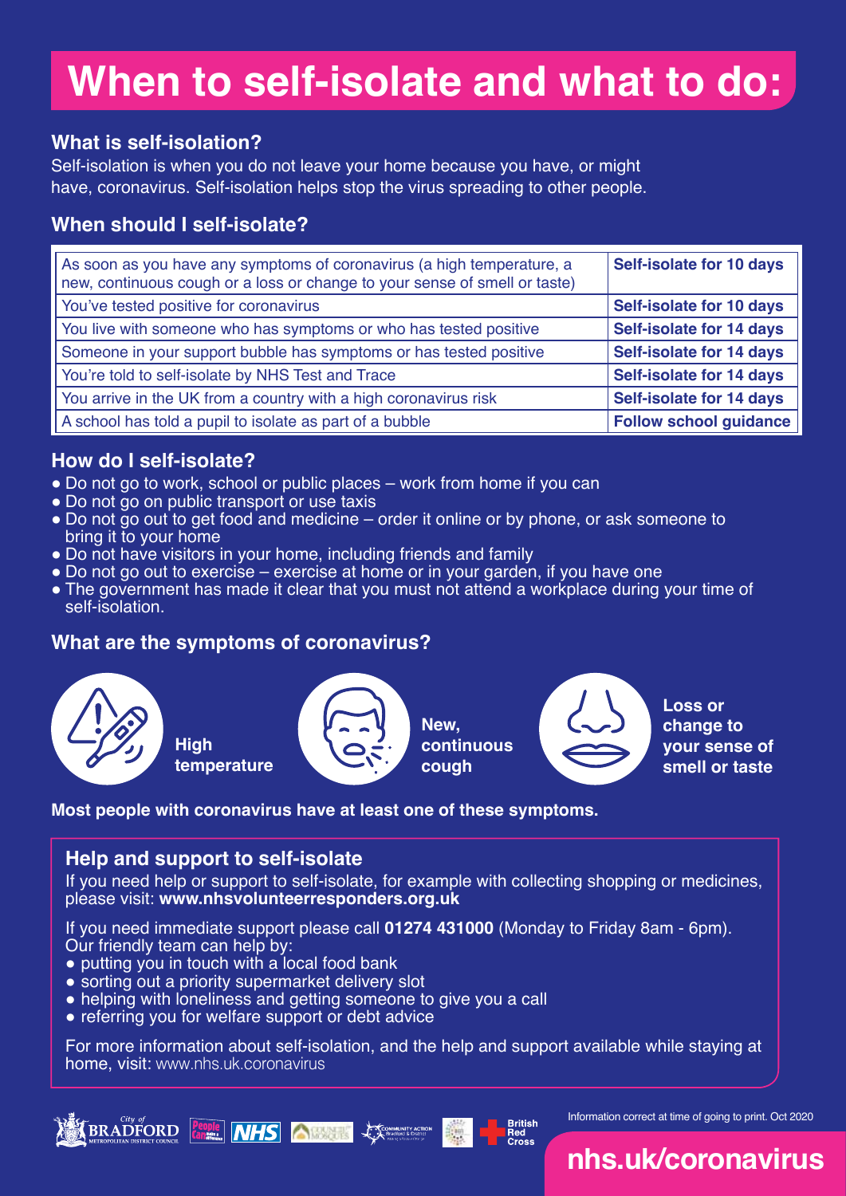# When to self-isolate and what to do:

## What is self-isolation?

Self-isolation is when you do not leave your home because you have, or might have, coronavirus. Self-isolation helps stop the virus spreading to other people.

## When should I self-isolate?

| Situation | Action |
| --- | --- |
| As soon as you have any symptoms of coronavirus (a high temperature, a new, continuous cough or a loss or change to your sense of smell or taste) | **Self-isolate for 10 days** |
| You've tested positive for coronavirus | **Self-isolate for 10 days** |
| You live with someone who has symptoms or who has tested positive | **Self-isolate for 14 days** |
| Someone in your support bubble has symptoms or has tested positive | **Self-isolate for 14 days** |
| You're told to self-isolate by NHS Test and Trace | **Self-isolate for 14 days** |
| You arrive in the UK from a country with a high coronavirus risk | **Self-isolate for 14 days** |
| A school has told a pupil to isolate as part of a bubble | **Follow school guidance** |

## How do I self-isolate?

- Do not go to work, school or public places – work from home if you can
- Do not go on public transport or use taxis
- Do not go out to get food and medicine – order it online or by phone, or ask someone to bring it to your home
- Do not have visitors in your home, including friends and family
- Do not go out to exercise – exercise at home or in your garden, if you have one
- The government has made it clear that you must not attend a workplace during your time of self-isolation.

## What are the symptoms of coronavirus?

**High temperature**

**New, continuous cough**

**Loss or change to your sense of smell or taste**

**Most people with coronavirus have at least one of these symptoms.**

## Help and support to self-isolate

If you need help or support to self-isolate, for example with collecting shopping or medicines, please visit: **www.nhsvolunteerresponders.org.uk**

If you need immediate support please call **01274 431000** (Monday to Friday 8am - 6pm). Our friendly team can help by:

- putting you in touch with a local food bank
- sorting out a priority supermarket delivery slot
- helping with loneliness and getting someone to give you a call
- referring you for welfare support or debt advice

For more information about self-isolation, and the help and support available while staying at home, visit: www.nhs.uk.coronavirus

Information correct at time of going to print. Oct 2020

**nhs.uk/coronavirus**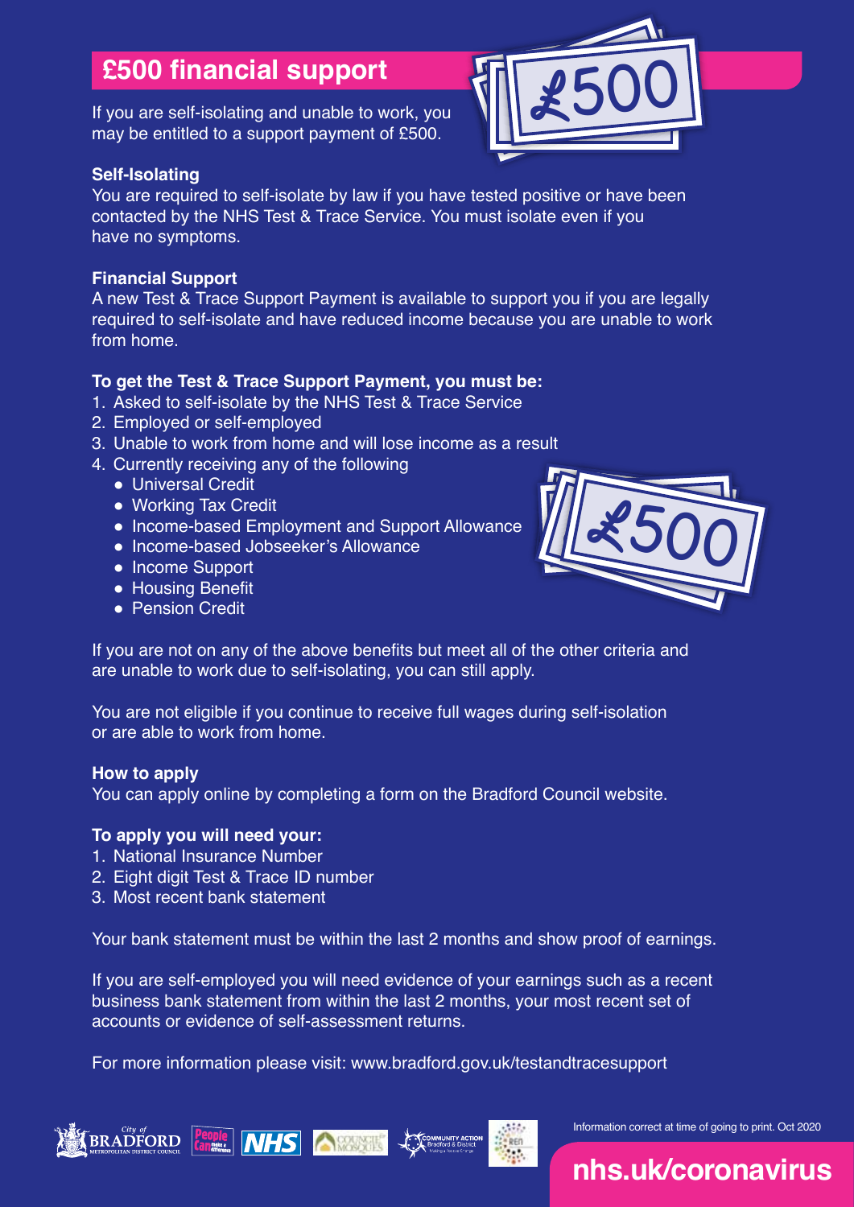# £500 financial support

If you are self-isolating and unable to work, you may be entitled to a support payment of £500.

**Self-Isolating**

You are required to self-isolate by law if you have tested positive or have been contacted by the NHS Test & Trace Service. You must isolate even if you have no symptoms.

**Financial Support**

A new Test & Trace Support Payment is available to support you if you are legally required to self-isolate and have reduced income because you are unable to work from home.

**To get the Test & Trace Support Payment, you must be:**

1. Asked to self-isolate by the NHS Test & Trace Service
2. Employed or self-employed
3. Unable to work from home and will lose income as a result
4. Currently receiving any of the following
   - Universal Credit
   - Working Tax Credit
   - Income-based Employment and Support Allowance
   - Income-based Jobseeker's Allowance
   - Income Support
   - Housing Benefit
   - Pension Credit

If you are not on any of the above benefits but meet all of the other criteria and are unable to work due to self-isolating, you can still apply.

You are not eligible if you continue to receive full wages during self-isolation or are able to work from home.

**How to apply**

You can apply online by completing a form on the Bradford Council website.

**To apply you will need your:**

1. National Insurance Number
2. Eight digit Test & Trace ID number
3. Most recent bank statement

Your bank statement must be within the last 2 months and show proof of earnings.

If you are self-employed you will need evidence of your earnings such as a recent business bank statement from within the last 2 months, your most recent set of accounts or evidence of self-assessment returns.

For more information please visit: www.bradford.gov.uk/testandtracesupport

Information correct at time of going to print. Oct 2020

**nhs.uk/coronavirus**